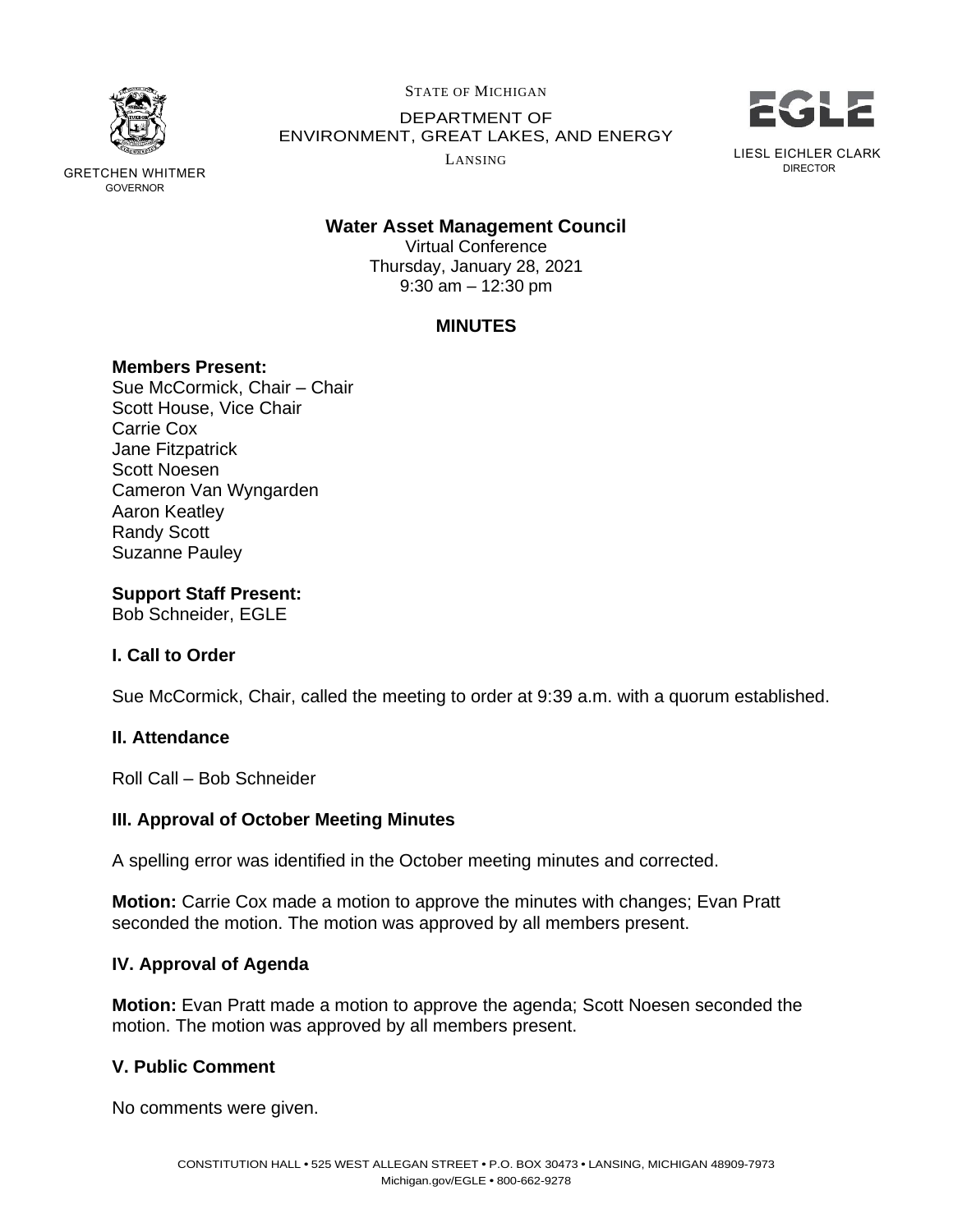STATE OF MICHIGAN
DEPARTMENT OF
ENVIRONMENT, GREAT LAKES, AND ENERGY
LANSING

GRETCHEN WHITMER
GOVERNOR

EGLE
LIESL EICHLER CLARK
DIRECTOR

**Water Asset Management Council**
Virtual Conference
Thursday, January 28, 2021
9:30 am – 12:30 pm

**MINUTES**

**Members Present:**
Sue McCormick, Chair – Chair
Scott House, Vice Chair
Carrie Cox
Jane Fitzpatrick
Scott Noesen
Cameron Van Wyngarden
Aaron Keatley
Randy Scott
Suzanne Pauley

**Support Staff Present:**
Bob Schneider, EGLE

### I. Call to Order

Sue McCormick, Chair, called the meeting to order at 9:39 a.m. with a quorum established.

### II. Attendance

Roll Call – Bob Schneider

### III. Approval of October Meeting Minutes

A spelling error was identified in the October meeting minutes and corrected.

**Motion:** Carrie Cox made a motion to approve the minutes with changes; Evan Pratt seconded the motion. The motion was approved by all members present.

### IV. Approval of Agenda

**Motion:** Evan Pratt made a motion to approve the agenda; Scott Noesen seconded the motion. The motion was approved by all members present.

### V. Public Comment

No comments were given.

CONSTITUTION HALL • 525 WEST ALLEGAN STREET • P.O. BOX 30473 • LANSING, MICHIGAN 48909-7973
Michigan.gov/EGLE • 800-662-9278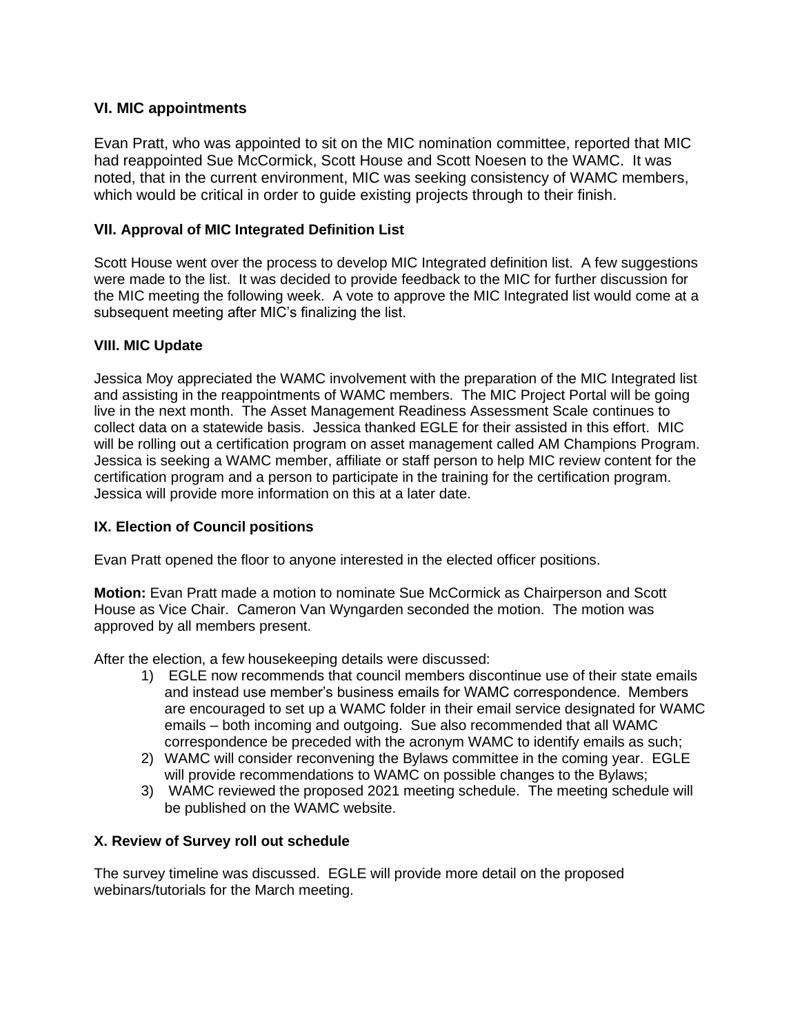### VI. MIC appointments

Evan Pratt, who was appointed to sit on the MIC nomination committee, reported that MIC had reappointed Sue McCormick, Scott House and Scott Noesen to the WAMC. It was noted, that in the current environment, MIC was seeking consistency of WAMC members, which would be critical in order to guide existing projects through to their finish.

### VII. Approval of MIC Integrated Definition List

Scott House went over the process to develop MIC Integrated definition list. A few suggestions were made to the list. It was decided to provide feedback to the MIC for further discussion for the MIC meeting the following week. A vote to approve the MIC Integrated list would come at a subsequent meeting after MIC's finalizing the list.

### VIII. MIC Update

Jessica Moy appreciated the WAMC involvement with the preparation of the MIC Integrated list and assisting in the reappointments of WAMC members. The MIC Project Portal will be going live in the next month. The Asset Management Readiness Assessment Scale continues to collect data on a statewide basis. Jessica thanked EGLE for their assisted in this effort. MIC will be rolling out a certification program on asset management called AM Champions Program. Jessica is seeking a WAMC member, affiliate or staff person to help MIC review content for the certification program and a person to participate in the training for the certification program. Jessica will provide more information on this at a later date.

### IX. Election of Council positions

Evan Pratt opened the floor to anyone interested in the elected officer positions.

**Motion:** Evan Pratt made a motion to nominate Sue McCormick as Chairperson and Scott House as Vice Chair. Cameron Van Wyngarden seconded the motion. The motion was approved by all members present.

After the election, a few housekeeping details were discussed:

1) EGLE now recommends that council members discontinue use of their state emails and instead use member's business emails for WAMC correspondence. Members are encouraged to set up a WAMC folder in their email service designated for WAMC emails – both incoming and outgoing. Sue also recommended that all WAMC correspondence be preceded with the acronym WAMC to identify emails as such;
2) WAMC will consider reconvening the Bylaws committee in the coming year. EGLE will provide recommendations to WAMC on possible changes to the Bylaws;
3) WAMC reviewed the proposed 2021 meeting schedule. The meeting schedule will be published on the WAMC website.

### X. Review of Survey roll out schedule

The survey timeline was discussed. EGLE will provide more detail on the proposed webinars/tutorials for the March meeting.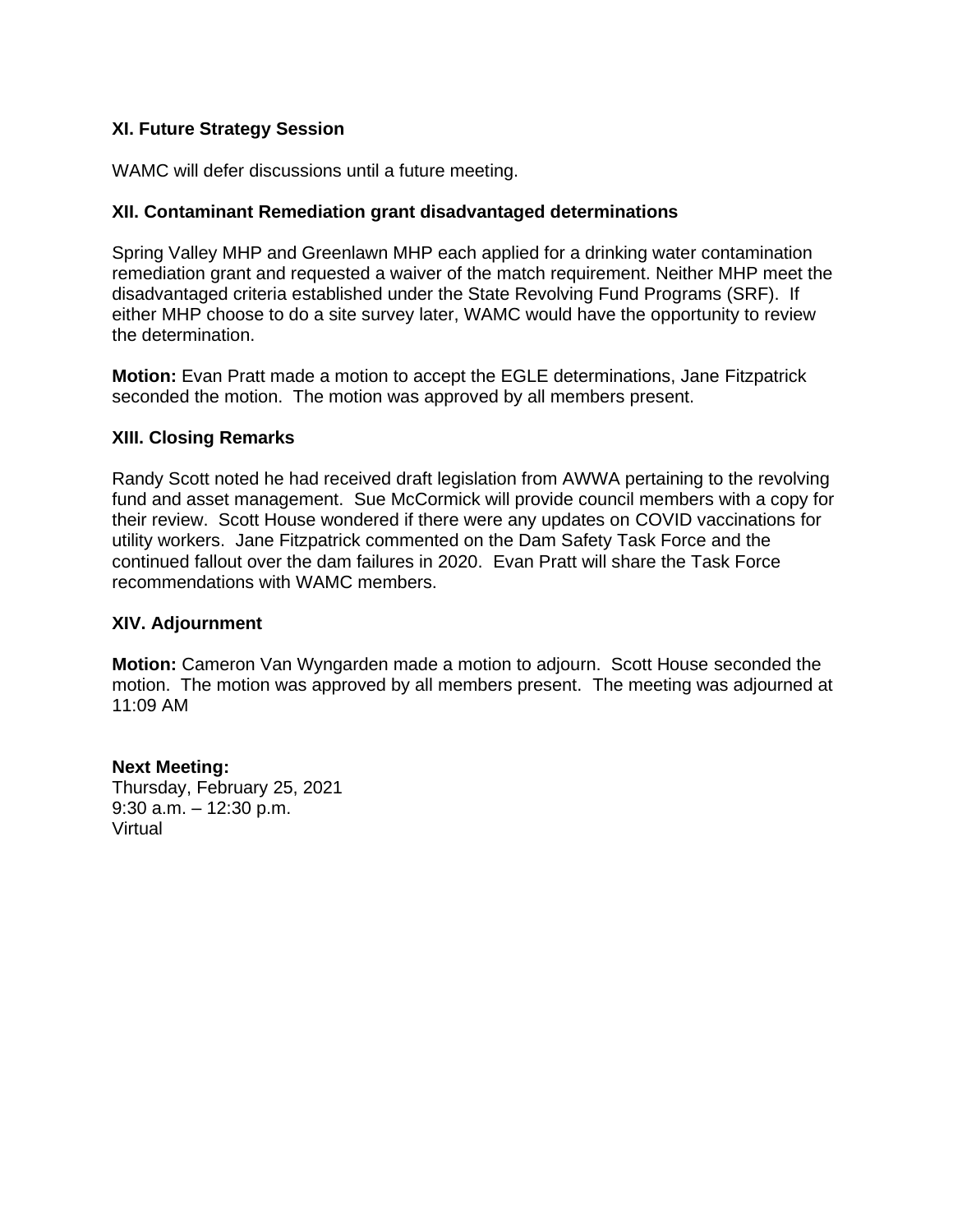### XI. Future Strategy Session

WAMC will defer discussions until a future meeting.

### XII. Contaminant Remediation grant disadvantaged determinations

Spring Valley MHP and Greenlawn MHP each applied for a drinking water contamination remediation grant and requested a waiver of the match requirement. Neither MHP meet the disadvantaged criteria established under the State Revolving Fund Programs (SRF). If either MHP choose to do a site survey later, WAMC would have the opportunity to review the determination.

**Motion:** Evan Pratt made a motion to accept the EGLE determinations, Jane Fitzpatrick seconded the motion. The motion was approved by all members present.

### XIII. Closing Remarks

Randy Scott noted he had received draft legislation from AWWA pertaining to the revolving fund and asset management. Sue McCormick will provide council members with a copy for their review. Scott House wondered if there were any updates on COVID vaccinations for utility workers. Jane Fitzpatrick commented on the Dam Safety Task Force and the continued fallout over the dam failures in 2020. Evan Pratt will share the Task Force recommendations with WAMC members.

### XIV. Adjournment

**Motion:** Cameron Van Wyngarden made a motion to adjourn. Scott House seconded the motion. The motion was approved by all members present. The meeting was adjourned at 11:09 AM

**Next Meeting:**
Thursday, February 25, 2021
9:30 a.m. – 12:30 p.m.
Virtual